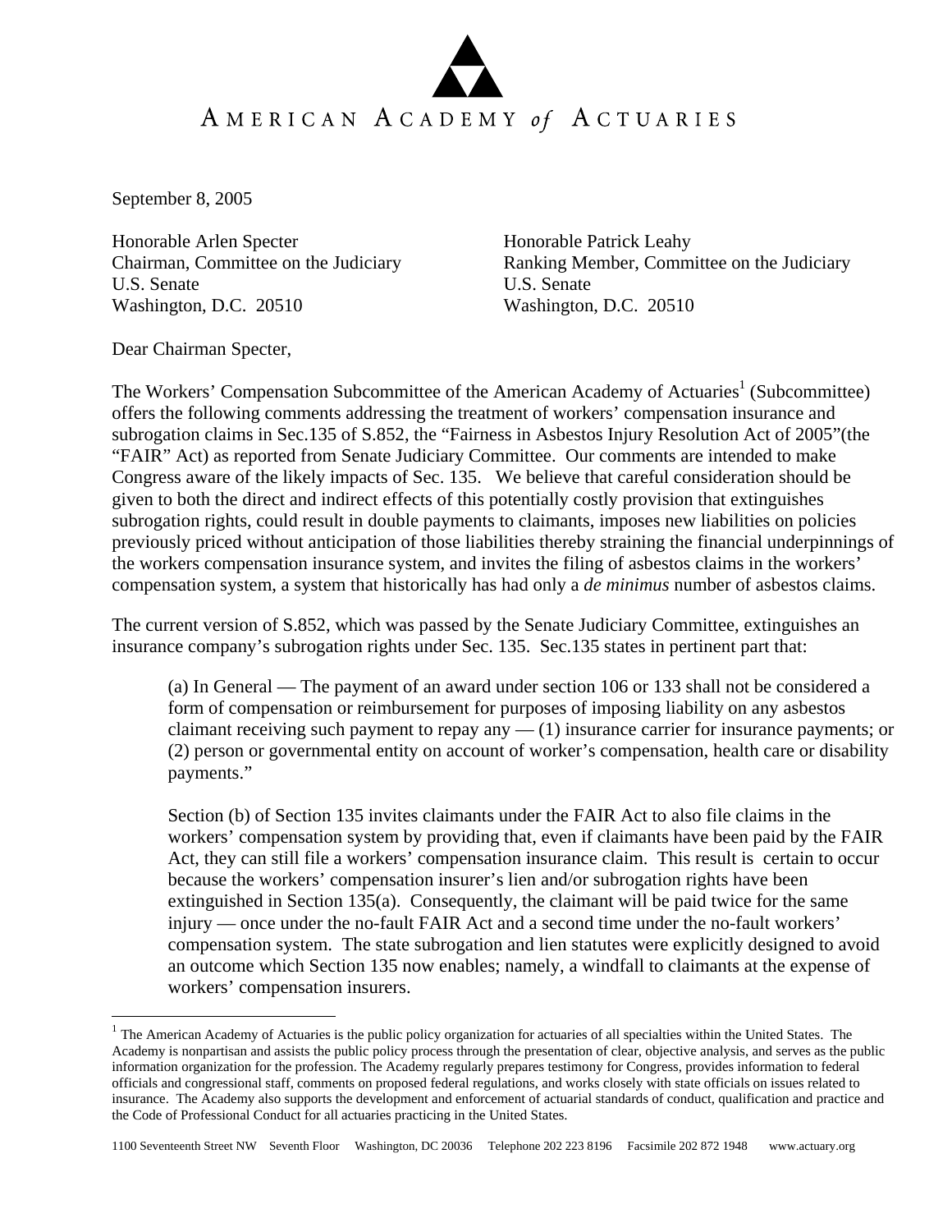# AMERICAN ACADEMY *of* ACTUARIES

September 8, 2005

Honorable Arlen Specter
Chairman, Committee on the Judiciary
U.S. Senate
Washington, D.C. 20510

Honorable Patrick Leahy
Ranking Member, Committee on the Judiciary
U.S. Senate
Washington, D.C. 20510

Dear Chairman Specter,

The Workers' Compensation Subcommittee of the American Academy of Actuaries[1] (Subcommittee) offers the following comments addressing the treatment of workers' compensation insurance and subrogation claims in Sec.135 of S.852, the "Fairness in Asbestos Injury Resolution Act of 2005"(the "FAIR" Act) as reported from Senate Judiciary Committee. Our comments are intended to make Congress aware of the likely impacts of Sec. 135. We believe that careful consideration should be given to both the direct and indirect effects of this potentially costly provision that extinguishes subrogation rights, could result in double payments to claimants, imposes new liabilities on policies previously priced without anticipation of those liabilities thereby straining the financial underpinnings of the workers compensation insurance system, and invites the filing of asbestos claims in the workers' compensation system, a system that historically has had only a *de minimus* number of asbestos claims.

The current version of S.852, which was passed by the Senate Judiciary Committee, extinguishes an insurance company's subrogation rights under Sec. 135. Sec.135 states in pertinent part that:

> (a) In General — The payment of an award under section 106 or 133 shall not be considered a form of compensation or reimbursement for purposes of imposing liability on any asbestos claimant receiving such payment to repay any — (1) insurance carrier for insurance payments; or (2) person or governmental entity on account of worker's compensation, health care or disability payments."
>
> Section (b) of Section 135 invites claimants under the FAIR Act to also file claims in the workers' compensation system by providing that, even if claimants have been paid by the FAIR Act, they can still file a workers' compensation insurance claim. This result is certain to occur because the workers' compensation insurer's lien and/or subrogation rights have been extinguished in Section 135(a). Consequently, the claimant will be paid twice for the same injury — once under the no-fault FAIR Act and a second time under the no-fault workers' compensation system. The state subrogation and lien statutes were explicitly designed to avoid an outcome which Section 135 now enables; namely, a windfall to claimants at the expense of workers' compensation insurers.

[1] The American Academy of Actuaries is the public policy organization for actuaries of all specialties within the United States. The Academy is nonpartisan and assists the public policy process through the presentation of clear, objective analysis, and serves as the public information organization for the profession. The Academy regularly prepares testimony for Congress, provides information to federal officials and congressional staff, comments on proposed federal regulations, and works closely with state officials on issues related to insurance. The Academy also supports the development and enforcement of actuarial standards of conduct, qualification and practice and the Code of Professional Conduct for all actuaries practicing in the United States.

1100 Seventeenth Street NW Seventh Floor Washington, DC 20036 Telephone 202 223 8196 Facsimile 202 872 1948 www.actuary.org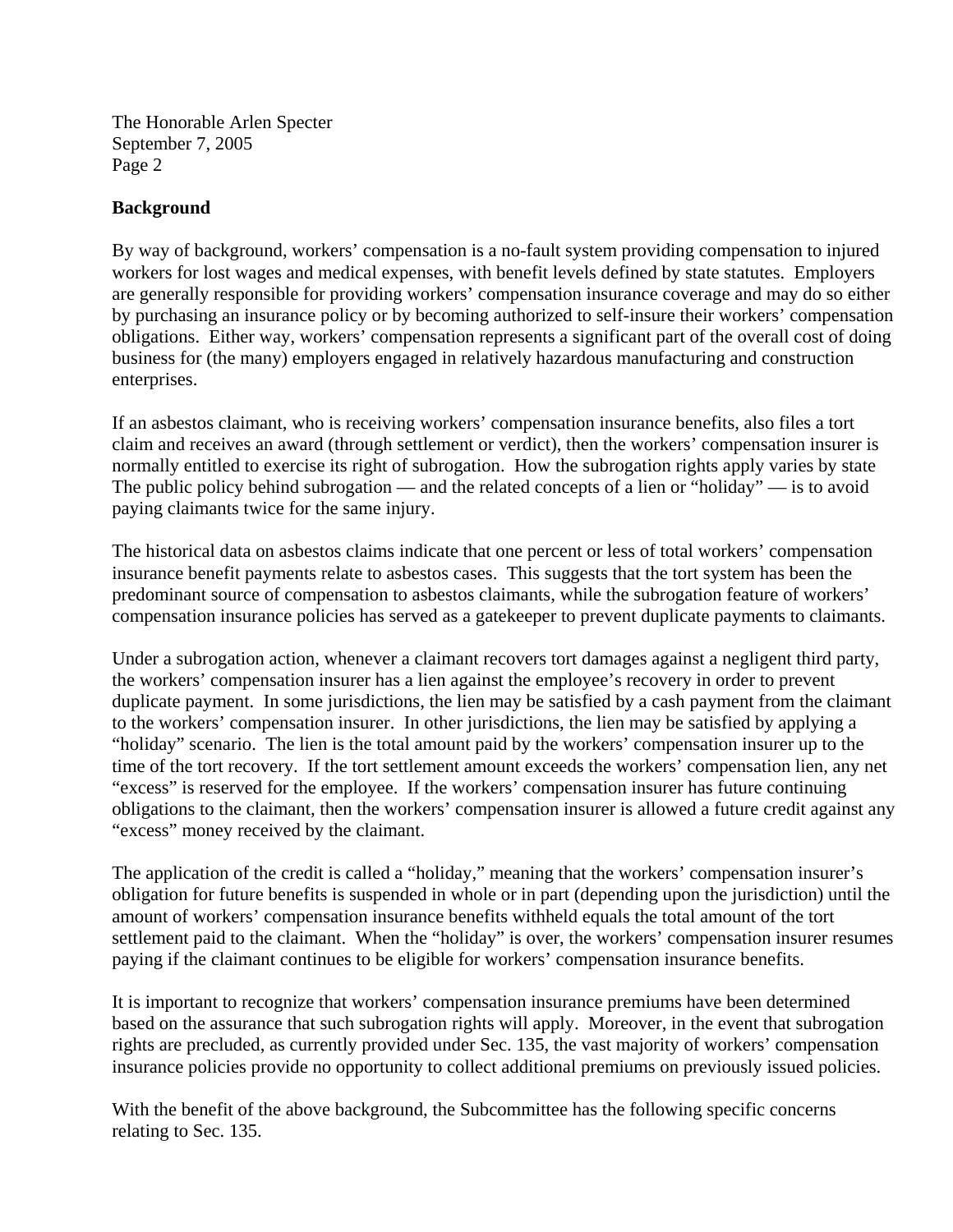## Background

By way of background, workers' compensation is a no-fault system providing compensation to injured workers for lost wages and medical expenses, with benefit levels defined by state statutes. Employers are generally responsible for providing workers' compensation insurance coverage and may do so either by purchasing an insurance policy or by becoming authorized to self-insure their workers' compensation obligations. Either way, workers' compensation represents a significant part of the overall cost of doing business for (the many) employers engaged in relatively hazardous manufacturing and construction enterprises.

If an asbestos claimant, who is receiving workers' compensation insurance benefits, also files a tort claim and receives an award (through settlement or verdict), then the workers' compensation insurer is normally entitled to exercise its right of subrogation. How the subrogation rights apply varies by state The public policy behind subrogation — and the related concepts of a lien or "holiday" — is to avoid paying claimants twice for the same injury.

The historical data on asbestos claims indicate that one percent or less of total workers' compensation insurance benefit payments relate to asbestos cases. This suggests that the tort system has been the predominant source of compensation to asbestos claimants, while the subrogation feature of workers' compensation insurance policies has served as a gatekeeper to prevent duplicate payments to claimants.

Under a subrogation action, whenever a claimant recovers tort damages against a negligent third party, the workers' compensation insurer has a lien against the employee's recovery in order to prevent duplicate payment. In some jurisdictions, the lien may be satisfied by a cash payment from the claimant to the workers' compensation insurer. In other jurisdictions, the lien may be satisfied by applying a "holiday" scenario. The lien is the total amount paid by the workers' compensation insurer up to the time of the tort recovery. If the tort settlement amount exceeds the workers' compensation lien, any net "excess" is reserved for the employee. If the workers' compensation insurer has future continuing obligations to the claimant, then the workers' compensation insurer is allowed a future credit against any "excess" money received by the claimant.

The application of the credit is called a "holiday," meaning that the workers' compensation insurer's obligation for future benefits is suspended in whole or in part (depending upon the jurisdiction) until the amount of workers' compensation insurance benefits withheld equals the total amount of the tort settlement paid to the claimant. When the "holiday" is over, the workers' compensation insurer resumes paying if the claimant continues to be eligible for workers' compensation insurance benefits.

It is important to recognize that workers' compensation insurance premiums have been determined based on the assurance that such subrogation rights will apply. Moreover, in the event that subrogation rights are precluded, as currently provided under Sec. 135, the vast majority of workers' compensation insurance policies provide no opportunity to collect additional premiums on previously issued policies.

With the benefit of the above background, the Subcommittee has the following specific concerns relating to Sec. 135.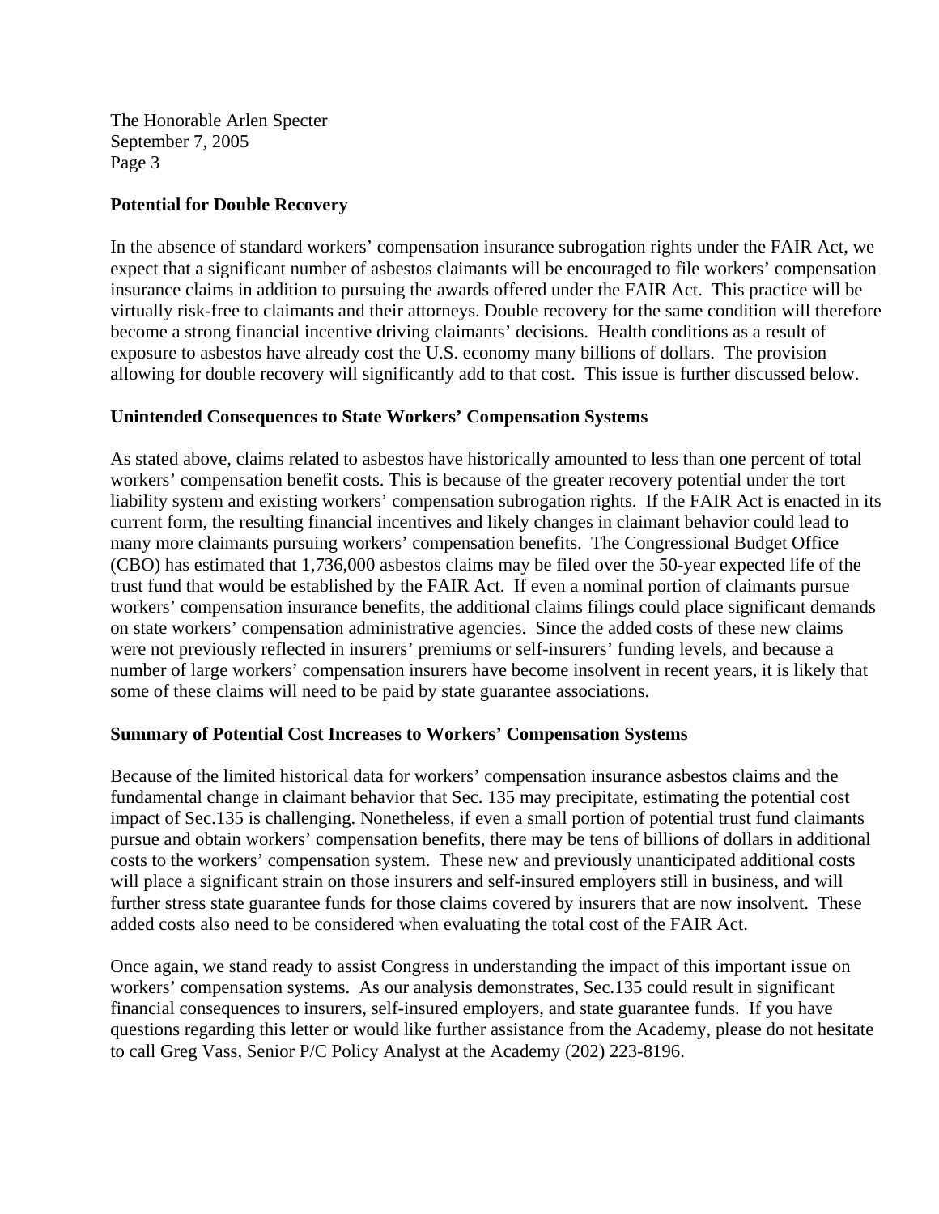**Potential for Double Recovery**

In the absence of standard workers' compensation insurance subrogation rights under the FAIR Act, we expect that a significant number of asbestos claimants will be encouraged to file workers' compensation insurance claims in addition to pursuing the awards offered under the FAIR Act. This practice will be virtually risk-free to claimants and their attorneys. Double recovery for the same condition will therefore become a strong financial incentive driving claimants' decisions. Health conditions as a result of exposure to asbestos have already cost the U.S. economy many billions of dollars. The provision allowing for double recovery will significantly add to that cost. This issue is further discussed below.

**Unintended Consequences to State Workers' Compensation Systems**

As stated above, claims related to asbestos have historically amounted to less than one percent of total workers' compensation benefit costs. This is because of the greater recovery potential under the tort liability system and existing workers' compensation subrogation rights. If the FAIR Act is enacted in its current form, the resulting financial incentives and likely changes in claimant behavior could lead to many more claimants pursuing workers' compensation benefits. The Congressional Budget Office (CBO) has estimated that 1,736,000 asbestos claims may be filed over the 50-year expected life of the trust fund that would be established by the FAIR Act. If even a nominal portion of claimants pursue workers' compensation insurance benefits, the additional claims filings could place significant demands on state workers' compensation administrative agencies. Since the added costs of these new claims were not previously reflected in insurers' premiums or self-insurers' funding levels, and because a number of large workers' compensation insurers have become insolvent in recent years, it is likely that some of these claims will need to be paid by state guarantee associations.

**Summary of Potential Cost Increases to Workers' Compensation Systems**

Because of the limited historical data for workers' compensation insurance asbestos claims and the fundamental change in claimant behavior that Sec. 135 may precipitate, estimating the potential cost impact of Sec.135 is challenging. Nonetheless, if even a small portion of potential trust fund claimants pursue and obtain workers' compensation benefits, there may be tens of billions of dollars in additional costs to the workers' compensation system. These new and previously unanticipated additional costs will place a significant strain on those insurers and self-insured employers still in business, and will further stress state guarantee funds for those claims covered by insurers that are now insolvent. These added costs also need to be considered when evaluating the total cost of the FAIR Act.

Once again, we stand ready to assist Congress in understanding the impact of this important issue on workers' compensation systems. As our analysis demonstrates, Sec.135 could result in significant financial consequences to insurers, self-insured employers, and state guarantee funds. If you have questions regarding this letter or would like further assistance from the Academy, please do not hesitate to call Greg Vass, Senior P/C Policy Analyst at the Academy (202) 223-8196.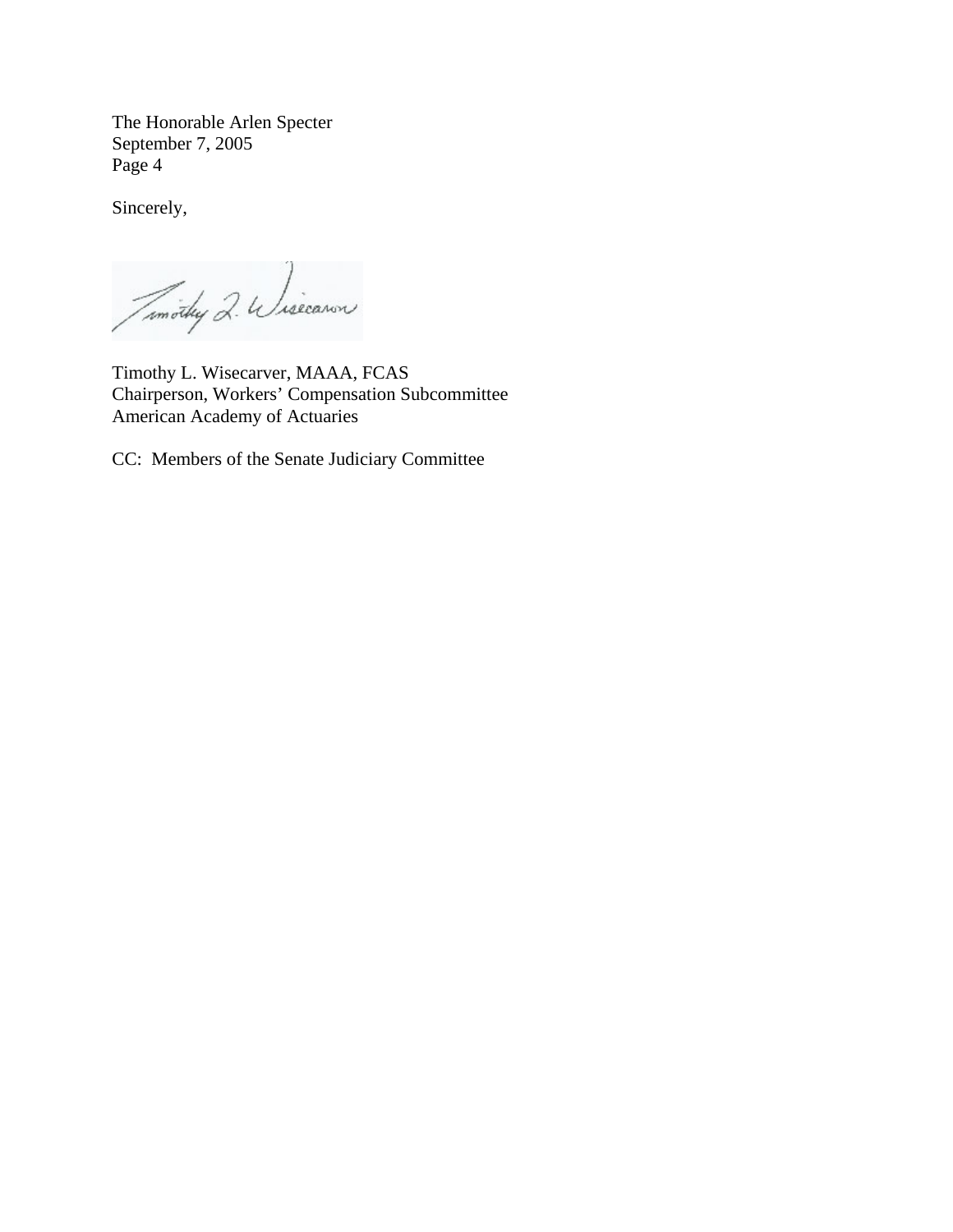Sincerely,

Timothy L. Wisecarver, MAAA, FCAS
Chairperson, Workers' Compensation Subcommittee
American Academy of Actuaries

CC: Members of the Senate Judiciary Committee